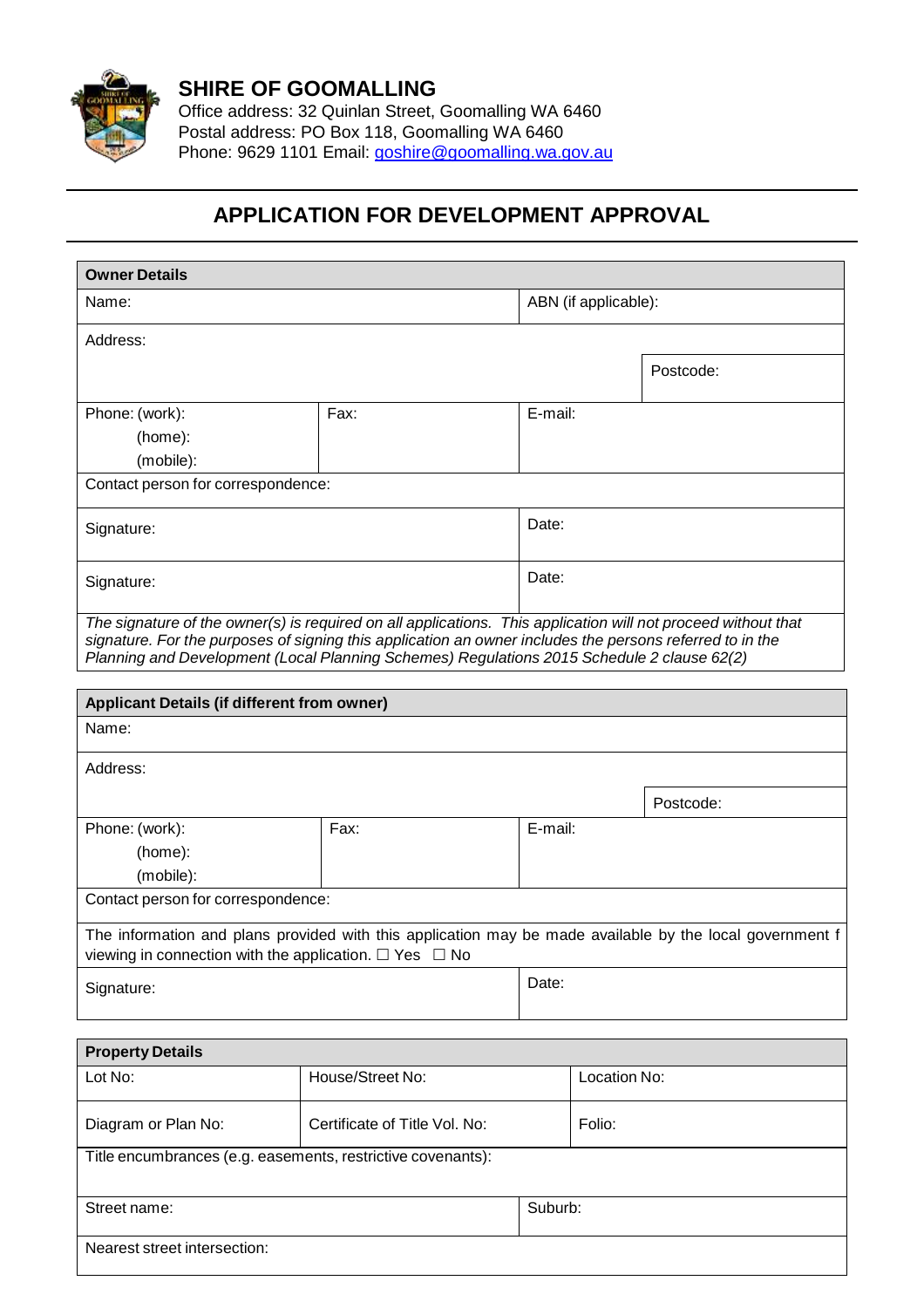## SHIRE OF GOOMALLING

Office address: 32 Quinlan Street, Goomalling WA 6460
Postal address: PO Box 118, Goomalling WA 6460
Phone: 9629 1101 Email: goshire@goomalling.wa.gov.au

# APPLICATION FOR DEVELOPMENT APPROVAL

| **Owner Details** | | |
|---|---|---|
| Name: | | ABN (if applicable): |
| Address: | | Postcode: |
| Phone: (work):<br>(home):<br>(mobile): | Fax: | E-mail: |
| Contact person for correspondence: | | |
| Signature: | | Date: |
| Signature: | | Date: |
| *The signature of the owner(s) is required on all applications. This application will not proceed without that signature. For the purposes of signing this application an owner includes the persons referred to in the Planning and Development (Local Planning Schemes) Regulations 2015 Schedule 2 clause 62(2)* | | |

| **Applicant Details (if different from owner)** | | |
|---|---|---|
| Name: | | |
| Address: | | Postcode: |
| Phone: (work):<br>(home):<br>(mobile): | Fax: | E-mail: |
| Contact person for correspondence: | | |
| The information and plans provided with this application may be made available by the local government f viewing in connection with the application. ☐ Yes ☐ No | | |
| Signature: | | Date: |

| **Property Details** | | |
|---|---|---|
| Lot No: | House/Street No: | Location No: |
| Diagram or Plan No: | Certificate of Title Vol. No: | Folio: |
| Title encumbrances (e.g. easements, restrictive covenants): | | |
| Street name: | | Suburb: |
| Nearest street intersection: | | |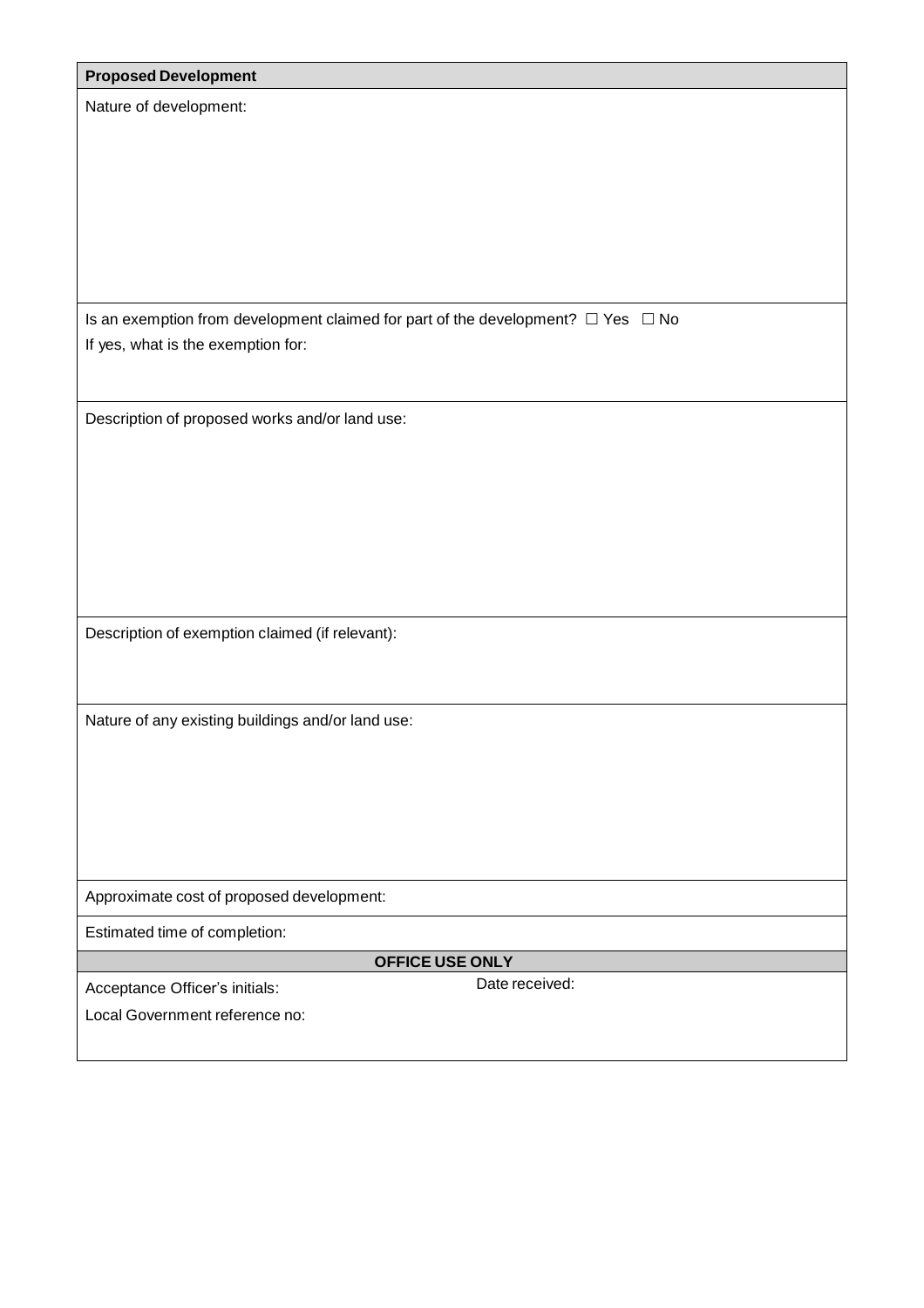**Proposed Development**

Nature of development:

Is an exemption from development claimed for part of the development? ☐ Yes ☐ No

If yes, what is the exemption for:

Description of proposed works and/or land use:

Description of exemption claimed (if relevant):

Nature of any existing buildings and/or land use:

Approximate cost of proposed development:

Estimated time of completion:

**OFFICE USE ONLY**

Acceptance Officer's initials:

Date received:

Local Government reference no: